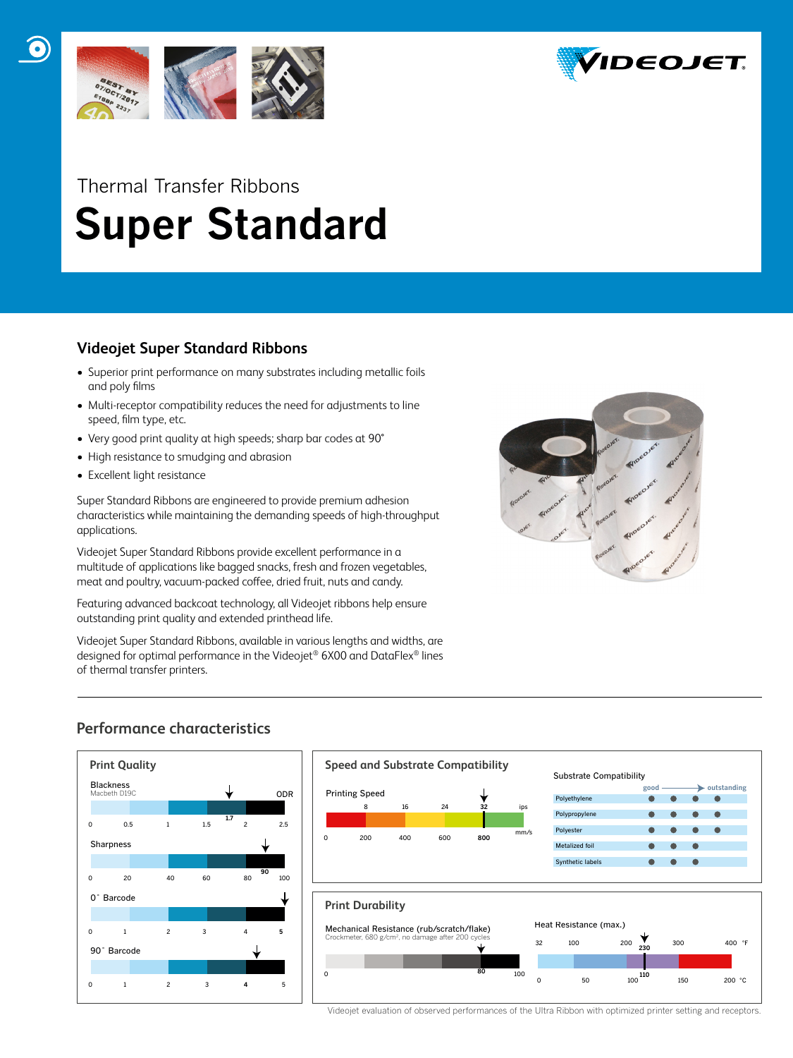Thermal Transfer Ribbons

# Super Standard

## Videojet Super Standard Ribbons

- Superior print performance on many substrates including metallic foils and poly films
- Multi-receptor compatibility reduces the need for adjustments to line speed, film type, etc.
- Very good print quality at high speeds; sharp bar codes at 90˚
- High resistance to smudging and abrasion
- Excellent light resistance

Super Standard Ribbons are engineered to provide premium adhesion characteristics while maintaining the demanding speeds of high-throughput applications.

Videojet Super Standard Ribbons provide excellent performance in a multitude of applications like bagged snacks, fresh and frozen vegetables, meat and poultry, vacuum-packed coffee, dried fruit, nuts and candy.

Featuring advanced backcoat technology, all Videojet ribbons help ensure outstanding print quality and extended printhead life.

Videojet Super Standard Ribbons, available in various lengths and widths, are designed for optimal performance in the Videojet® 6X00 and DataFlex® lines of thermal transfer printers.

## Performance characteristics

### Print Quality

| Characteristic | Value | Scale |
|---|---|---|
| Blackness (Macbeth D19C) | 1.7 ODR | 0 – 2.5 |
| Sharpness | 90 | 0 – 100 |
| 0˚ Barcode | 5 | 0 – 5 |
| 90˚ Barcode | 4 | 0 – 5 |

### Speed and Substrate Compatibility

Printing Speed: 32 ips / 800 mm/s (scale 8, 16, 24, 32 ips; 0, 200, 400, 600, 800 mm/s)

Substrate Compatibility (good → outstanding)

| Substrate | Rating (dots, max 4) |
|---|---|
| Polyethylene | ● ● ● ● |
| Polypropylene | ● ● ● ● |
| Polyester | ● ● ● ● |
| Metalized foil | ● ● ● |
| Synthetic labels | ● ● ● |

### Print Durability

Mechanical Resistance (rub/scratch/flake): 80 (scale 0 – 100)
Crockmeter, 680 g/cm², no damage after 200 cycles

Heat Resistance (max.): 230 °F / 110 °C (scale 32 – 400 °F; 0 – 200 °C)

Videojet evaluation of observed performances of the Ultra Ribbon with optimized printer setting and receptors.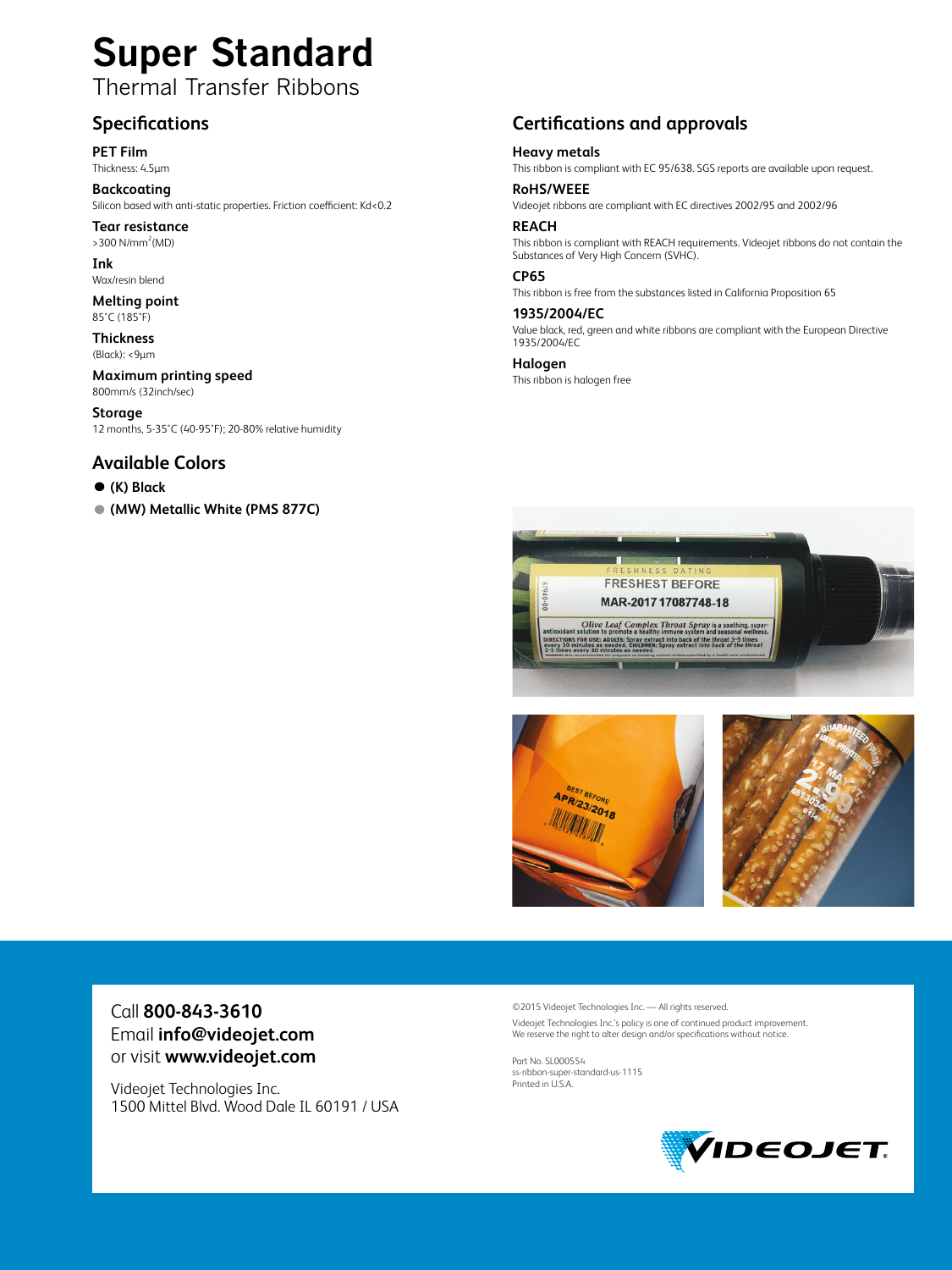# Super Standard

Thermal Transfer Ribbons

## Specifications

**PET Film**
Thickness: 4.5µm

**Backcoating**
Silicon based with anti-static properties. Friction coefficient: Kd<0.2

**Tear resistance**
>300 N/mm$^2$(MD)

**Ink**
Wax/resin blend

**Melting point**
85˚C (185˚F)

**Thickness**
(Black): <9µm

**Maximum printing speed**
800mm/s (32inch/sec)

**Storage**
12 months, 5-35˚C (40-95˚F); 20-80% relative humidity

## Available Colors

- **(K) Black**
- **(MW) Metallic White (PMS 877C)**

## Certifications and approvals

**Heavy metals**
This ribbon is compliant with EC 95/638. SGS reports are available upon request.

**RoHS/WEEE**
Videojet ribbons are compliant with EC directives 2002/95 and 2002/96

**REACH**
This ribbon is compliant with REACH requirements. Videojet ribbons do not contain the Substances of Very High Concern (SVHC).

**CP65**
This ribbon is free from the substances listed in California Proposition 65

**1935/2004/EC**
Value black, red, green and white ribbons are compliant with the European Directive 1935/2004/EC

**Halogen**
This ribbon is halogen free

Call **800-843-3610**
Email **info@videojet.com**
or visit **www.videojet.com**

Videojet Technologies Inc.
1500 Mittel Blvd. Wood Dale IL 60191 / USA

©2015 Videojet Technologies Inc. — All rights reserved.

Videojet Technologies Inc.'s policy is one of continued product improvement. We reserve the right to alter design and/or specifications without notice.

Part No. SL000554
ss-ribbon-super-standard-us-1115
Printed in U.S.A.